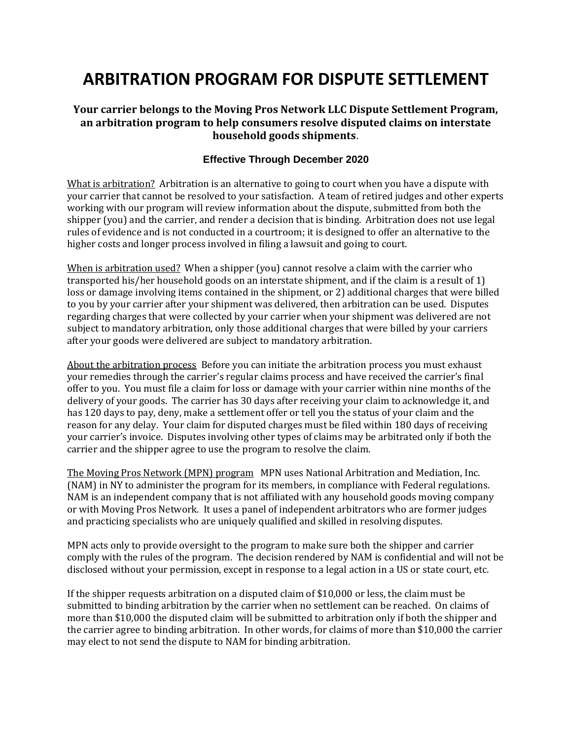# ARBITRATION PROGRAM FOR DISPUTE SETTLEMENT

**Your carrier belongs to the Moving Pros Network LLC Dispute Settlement Program, an arbitration program to help consumers resolve disputed claims on interstate household goods shipments**.

**Effective Through December 2020**

What is arbitration? Arbitration is an alternative to going to court when you have a dispute with your carrier that cannot be resolved to your satisfaction. A team of retired judges and other experts working with our program will review information about the dispute, submitted from both the shipper (you) and the carrier, and render a decision that is binding. Arbitration does not use legal rules of evidence and is not conducted in a courtroom; it is designed to offer an alternative to the higher costs and longer process involved in filing a lawsuit and going to court.

When is arbitration used? When a shipper (you) cannot resolve a claim with the carrier who transported his/her household goods on an interstate shipment, and if the claim is a result of 1) loss or damage involving items contained in the shipment, or 2) additional charges that were billed to you by your carrier after your shipment was delivered, then arbitration can be used. Disputes regarding charges that were collected by your carrier when your shipment was delivered are not subject to mandatory arbitration, only those additional charges that were billed by your carriers after your goods were delivered are subject to mandatory arbitration.

About the arbitration process Before you can initiate the arbitration process you must exhaust your remedies through the carrier's regular claims process and have received the carrier's final offer to you. You must file a claim for loss or damage with your carrier within nine months of the delivery of your goods. The carrier has 30 days after receiving your claim to acknowledge it, and has 120 days to pay, deny, make a settlement offer or tell you the status of your claim and the reason for any delay. Your claim for disputed charges must be filed within 180 days of receiving your carrier's invoice. Disputes involving other types of claims may be arbitrated only if both the carrier and the shipper agree to use the program to resolve the claim.

The Moving Pros Network (MPN) program MPN uses National Arbitration and Mediation, Inc. (NAM) in NY to administer the program for its members, in compliance with Federal regulations. NAM is an independent company that is not affiliated with any household goods moving company or with Moving Pros Network. It uses a panel of independent arbitrators who are former judges and practicing specialists who are uniquely qualified and skilled in resolving disputes.

MPN acts only to provide oversight to the program to make sure both the shipper and carrier comply with the rules of the program. The decision rendered by NAM is confidential and will not be disclosed without your permission, except in response to a legal action in a US or state court, etc.

If the shipper requests arbitration on a disputed claim of $10,000 or less, the claim must be submitted to binding arbitration by the carrier when no settlement can be reached. On claims of more than $10,000 the disputed claim will be submitted to arbitration only if both the shipper and the carrier agree to binding arbitration. In other words, for claims of more than $10,000 the carrier may elect to not send the dispute to NAM for binding arbitration.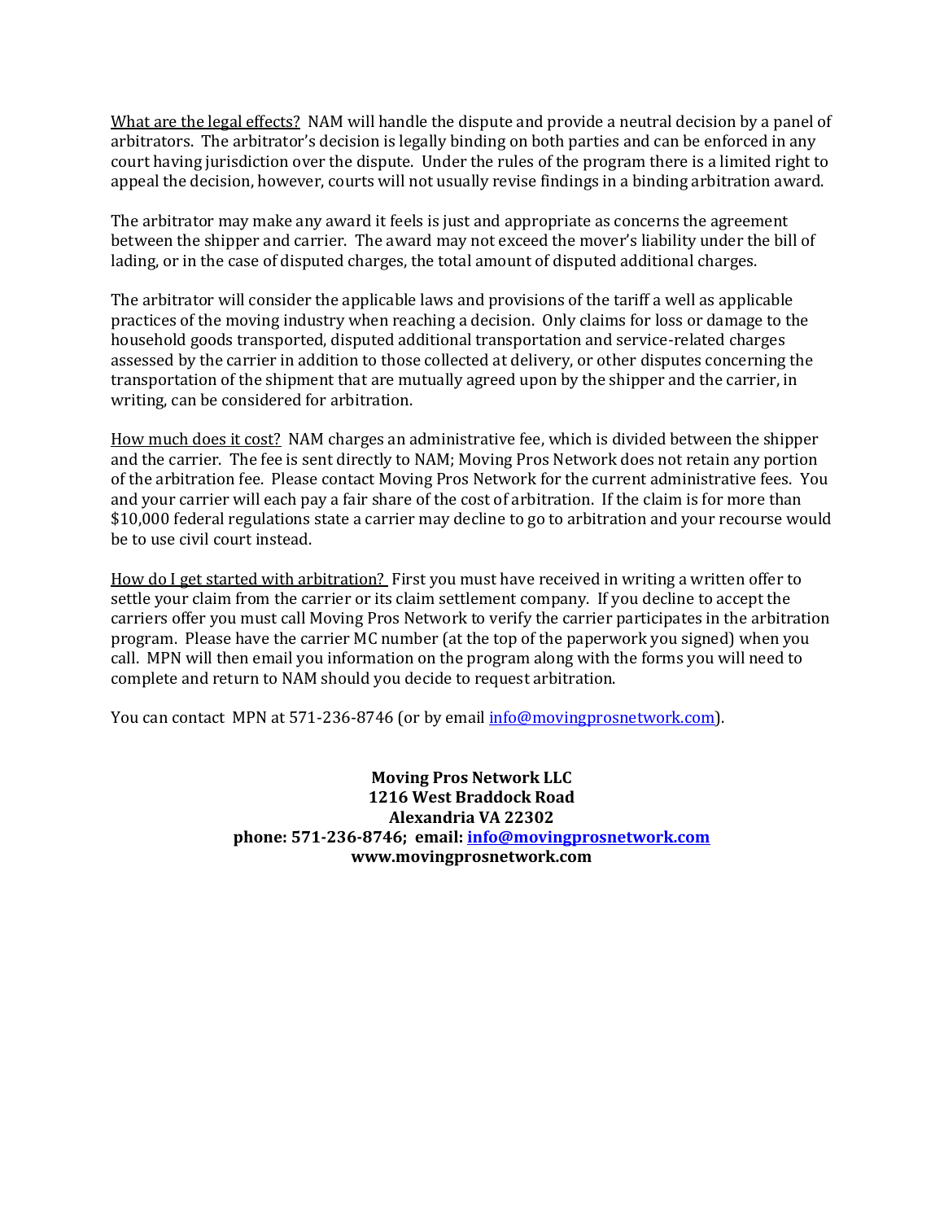What are the legal effects? NAM will handle the dispute and provide a neutral decision by a panel of arbitrators. The arbitrator's decision is legally binding on both parties and can be enforced in any court having jurisdiction over the dispute. Under the rules of the program there is a limited right to appeal the decision, however, courts will not usually revise findings in a binding arbitration award.

The arbitrator may make any award it feels is just and appropriate as concerns the agreement between the shipper and carrier. The award may not exceed the mover's liability under the bill of lading, or in the case of disputed charges, the total amount of disputed additional charges.

The arbitrator will consider the applicable laws and provisions of the tariff a well as applicable practices of the moving industry when reaching a decision. Only claims for loss or damage to the household goods transported, disputed additional transportation and service-related charges assessed by the carrier in addition to those collected at delivery, or other disputes concerning the transportation of the shipment that are mutually agreed upon by the shipper and the carrier, in writing, can be considered for arbitration.

How much does it cost? NAM charges an administrative fee, which is divided between the shipper and the carrier. The fee is sent directly to NAM; Moving Pros Network does not retain any portion of the arbitration fee. Please contact Moving Pros Network for the current administrative fees. You and your carrier will each pay a fair share of the cost of arbitration. If the claim is for more than $10,000 federal regulations state a carrier may decline to go to arbitration and your recourse would be to use civil court instead.

How do I get started with arbitration? First you must have received in writing a written offer to settle your claim from the carrier or its claim settlement company. If you decline to accept the carriers offer you must call Moving Pros Network to verify the carrier participates in the arbitration program. Please have the carrier MC number (at the top of the paperwork you signed) when you call. MPN will then email you information on the program along with the forms you will need to complete and return to NAM should you decide to request arbitration.

You can contact MPN at 571-236-8746 (or by email info@movingprosnetwork.com).

**Moving Pros Network LLC**
**1216 West Braddock Road**
**Alexandria VA 22302**
**phone: 571-236-8746; email: info@movingprosnetwork.com**
**www.movingprosnetwork.com**